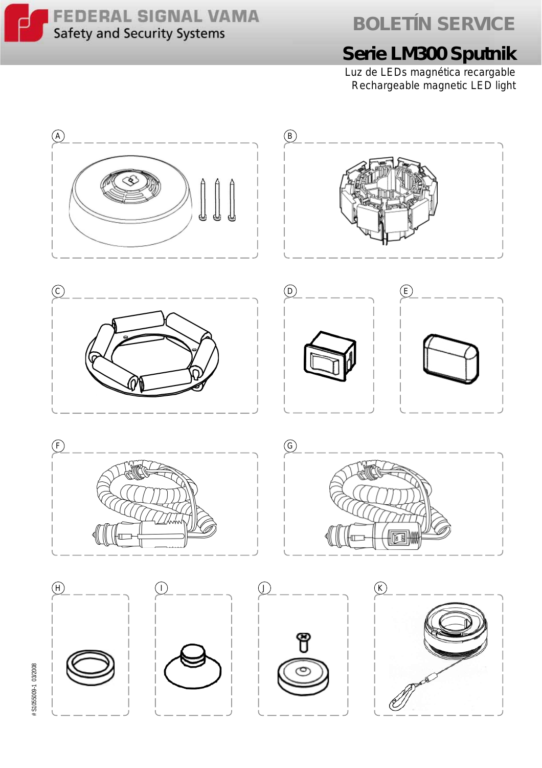FEDERAL SIGNAL VAMA
Safety and Security Systems

# BOLETÍN SERVICE

## Serie LM300 Sputnik

Luz de LEDs magnética recargable
Rechargeable magnetic LED light

A

B

C

D

E

F

G

H

I

J

K

# S1055009-1 03/2008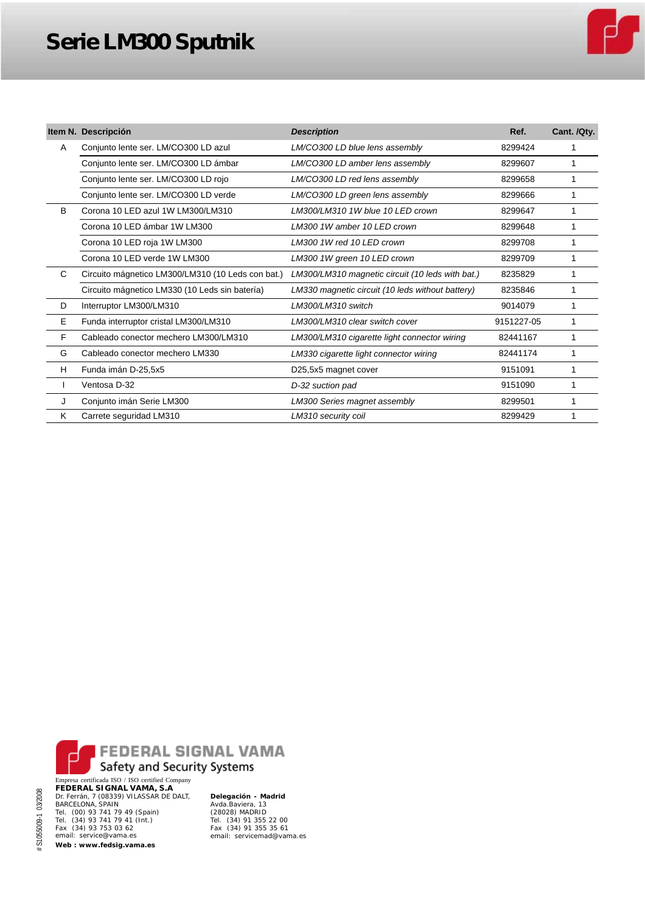# Serie LM300 Sputnik

| Item N. | Descripción | *Description* | Ref. | Cant. /Qty. |
|---|---|---|---|---|
| A | Conjunto lente ser. LM/CO300 LD azul | *LM/CO300 LD blue lens assembly* | 8299424 | 1 |
| | Conjunto lente ser. LM/CO300 LD ámbar | *LM/CO300 LD amber lens assembly* | 8299607 | 1 |
| | Conjunto lente ser. LM/CO300 LD rojo | *LM/CO300 LD red lens assembly* | 8299658 | 1 |
| | Conjunto lente ser. LM/CO300 LD verde | *LM/CO300 LD green lens assembly* | 8299666 | 1 |
| B | Corona 10 LED azul 1W LM300/LM310 | *LM300/LM310 1W blue 10 LED crown* | 8299647 | 1 |
| | Corona 10 LED ámbar 1W LM300 | *LM300 1W amber 10 LED crown* | 8299648 | 1 |
| | Corona 10 LED roja 1W LM300 | *LM300 1W red 10 LED crown* | 8299708 | 1 |
| | Corona 10 LED verde 1W LM300 | *LM300 1W green 10 LED crown* | 8299709 | 1 |
| C | Circuito mágnetico LM300/LM310 (10 Leds con bat.) | *LM300/LM310 magnetic circuit (10 leds with bat.)* | 8235829 | 1 |
| | Circuito mágnetico LM330 (10 Leds sin batería) | *LM330 magnetic circuit (10 leds without battery)* | 8235846 | 1 |
| D | Interruptor LM300/LM310 | *LM300/LM310 switch* | 9014079 | 1 |
| E | Funda interruptor cristal LM300/LM310 | *LM300/LM310 clear switch cover* | 9151227-05 | 1 |
| F | Cableado conector mechero LM300/LM310 | *LM300/LM310 cigarette light connector wiring* | 82441167 | 1 |
| G | Cableado conector mechero LM330 | *LM330 cigarette light connector wiring* | 82441174 | 1 |
| H | Funda imán D-25,5x5 | D25,5x5 magnet cover | 9151091 | 1 |
| I | Ventosa D-32 | *D-32 suction pad* | 9151090 | 1 |
| J | Conjunto imán Serie LM300 | *LM300 Series magnet assembly* | 8299501 | 1 |
| K | Carrete seguridad LM310 | *LM310 security coil* | 8299429 | 1 |

**FEDERAL SIGNAL VAMA**
Safety and Security Systems

Empresa certificada ISO / ISO certified Company

**FEDERAL SIGNAL VAMA, S.A**
Dr. Ferrán, 7 (08339) VILASSAR DE DALT,
BARCELONA, SPAIN
Tel. (00) 93 741 79 49 (Spain)
Tel. (34) 93 741 79 41 (Int.)
Fax (34) 93 753 03 62
email: service@vama.es
**Web : www.fedsig.vama.es**

**Delegación - Madrid**
Avda.Baviera, 13
(28028) MADRID
Tel. (34) 91 355 22 00
Fax (34) 91 355 35 61
email: servicemad@vama.es

# S1055009-1 03/2008